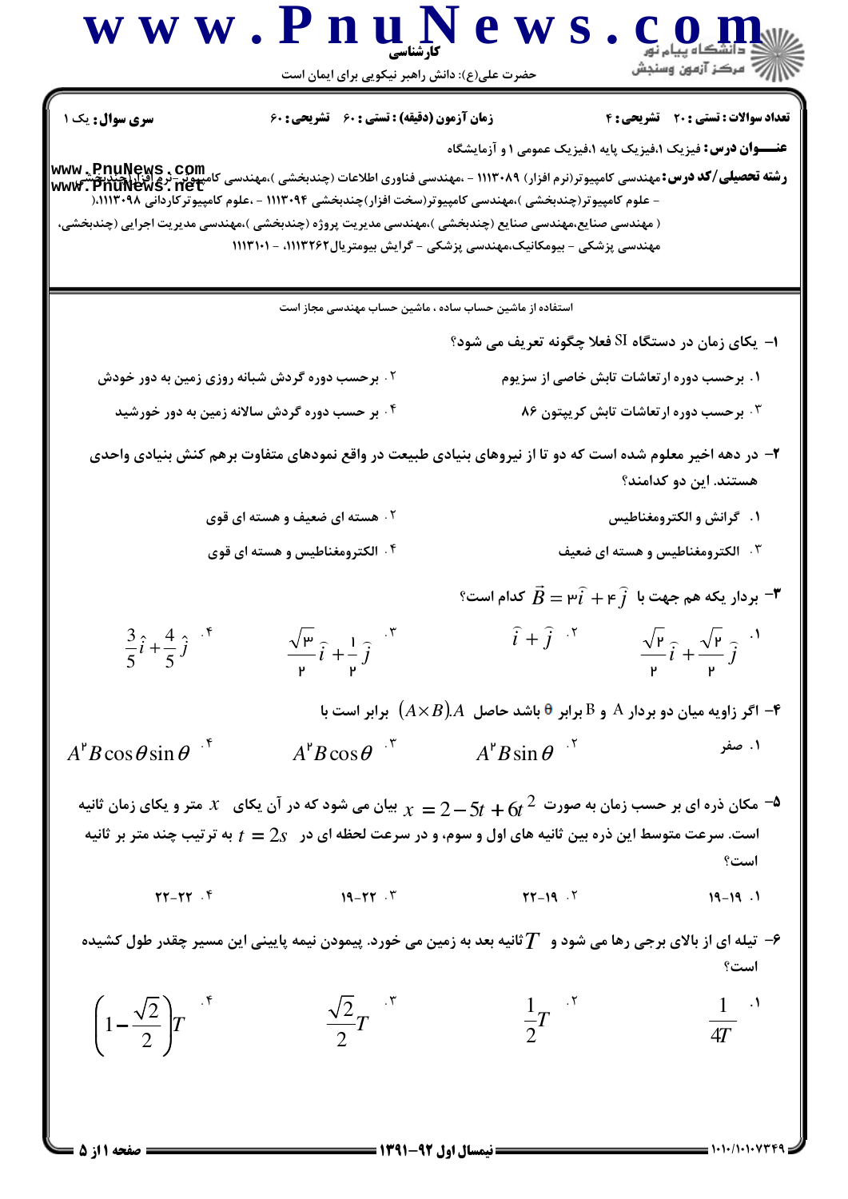**سری سوال:** یک ۱

**زمان آزمون (دقیقه) : تستی : ۶۰ تشریحی : ۶۰**

**تعداد سوالات : تستی : ۲۰ تشریحی : ۴**

**عنـــوان درس:** فیزیک ۱،فیزیک پایه ۱،فیزیک عمومی ۱ و آزمایشگاه

**رشته تحصیلی/کد درس:** مهندسی کامپیوتر(نرم افزار) ۱۱۱۳۰۸۹ - ،مهندسی فناوری اطلاعات (چندبخشی )،مهندسی کامپیوتر-نرم افزار(چندبخشی) - علوم کامپیوتر(چندبخشی )،مهندسی کامپیوتر(سخت افزار)چندبخشی ۱۱۱۳۰۹۴ - ،علوم کامپیوترکاردانی ۱۱۱۳۰۹۸،( مهندسی صنایع،مهندسی صنایع (چندبخشی )،مهندسی مدیریت پروژه (چندبخشی )،مهندسی مدیریت اجرایی (چندبخشی، مهندسی پزشکی - بیومکانیک،مهندسی پزشکی - گرایش بیومتریال۱۱۱۳۲۶۲، - ۱۱۱۳۱۰۱

استفاده از ماشین حساب ساده ، ماشین حساب مهندسی مجاز است

۱- یکای زمان در دستگاه SI فعلا چگونه تعریف می شود؟

۱. برحسب دوره ارتعاشات تابش خاصی از سزیوم

۲. برحسب دوره گردش شبانه روزی زمین به دور خودش

۳. برحسب دوره ارتعاشات تابش کریپتون ۸۶

۴. بر حسب دوره گردش سالانه زمین به دور خورشید

۲- در دهه اخیر معلوم شده است که دو تا از نیروهای بنیادی طبیعت در واقع نمودهای متفاوت برهم کنش بنیادی واحدی هستند. این دو کدامند؟

۱. گرانش و الکترومغناطیس

۲. هسته ای ضعیف و هسته ای قوی

۳. الکترومغناطیس و هسته ای ضعیف

۴. الکترومغناطیس و هسته ای قوی

۳- بردار یکه هم جهت با $\vec{B} = 3\hat{i} + 4\hat{j}$ کدام است؟

۱. $\frac{\sqrt{2}}{2}\hat{i} + \frac{\sqrt{2}}{2}\hat{j}$

۲. $\hat{i} + \hat{j}$

۳. $\frac{\sqrt{3}}{2}\hat{i} + \frac{1}{2}\hat{j}$

۴. $\frac{3}{5}\hat{i} + \frac{4}{5}\hat{j}$

۴- اگر زاویه میان دو بردار A و B برابر θ باشد حاصل $A.(A \times B)$ برابر است با

۱. صفر

۲. $A^2B\sin\theta$

۳. $A^2B\cos\theta$

۴. $A^2B\cos\theta\sin\theta$

۵- مکان ذره ای بر حسب زمان به صورت $x = 2 - 5t + 6t^2$ بیان می شود که در آن یکای $x$ متر و یکای زمان ثانیه است. سرعت متوسط این ذره بین ثانیه های اول و سوم، و در سرعت لحظه ای در $t = 2s$ به ترتیب چند متر بر ثانیه است؟

۱. ۱۹-۱۹

۲. ۲۲-۱۹

۳. ۱۹-۲۲

۴. ۲۲-۲۲

۶- تیله ای از بالای برجی رها می شود و $T$ ثانیه بعد به زمین می خورد. پیمودن نیمه پایینی این مسیر چقدر طول کشیده است؟

۱. $\frac{1}{4T}$

۲. $\frac{1}{2}T$

۳. $\frac{\sqrt{2}}{2}T$

۴. $\left(1-\frac{\sqrt{2}}{2}\right)T$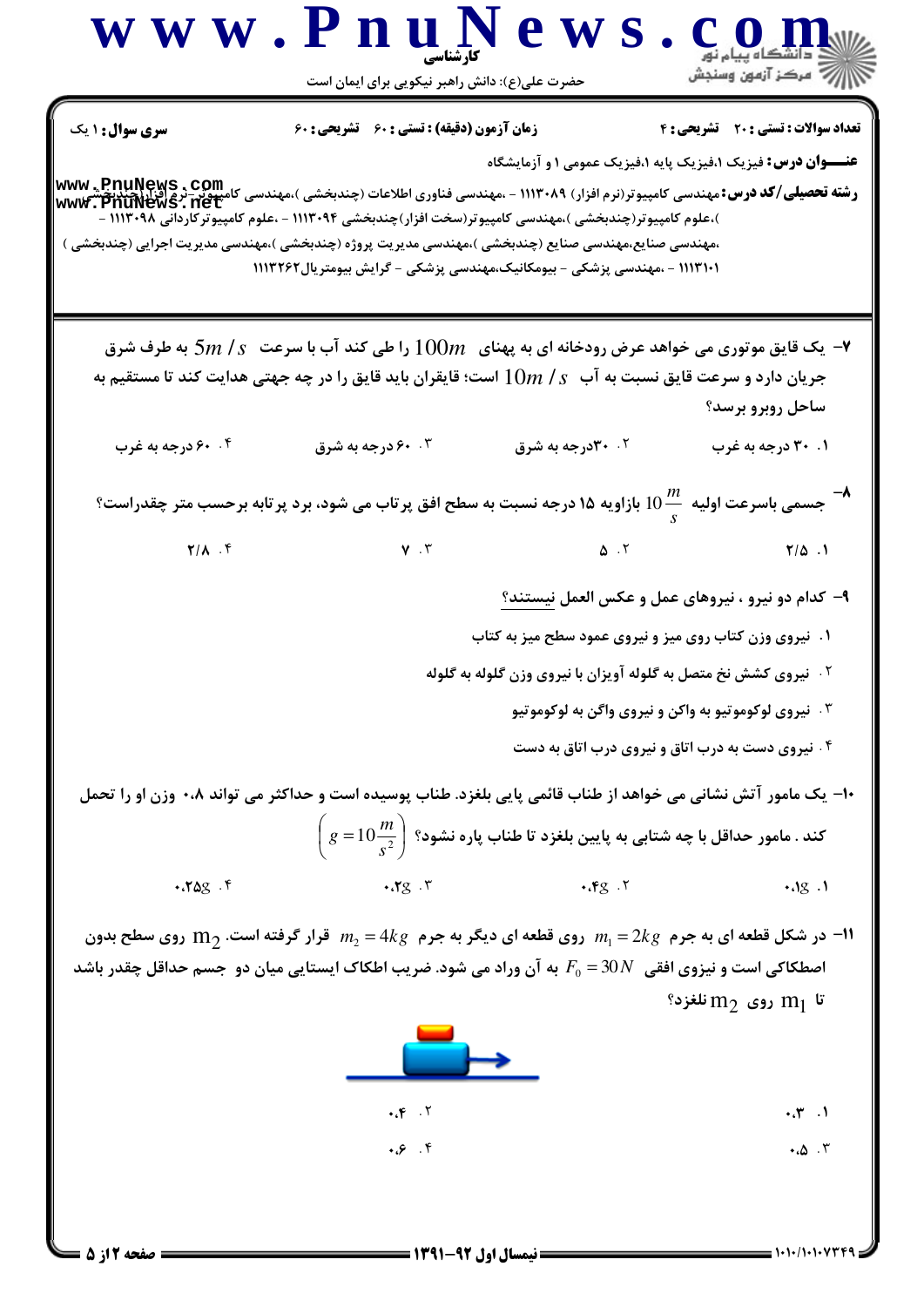**سری سؤال:** ۱ یک | **زمان آزمون (دقیقه) : تستی : ۶۰ تشریحی : ۶۰** | **تعداد سؤالات : تستی : ۲۰ تشریحی : ۴**

**عنـــوان درس:** فیزیک ۱،فیزیک پایه ۱،فیزیک عمومی ۱ و آزمایشگاه

**رشته تحصیلی/کد درس:** مهندسی کامپیوتر(نرم افزار) ۱۱۱۳۰۸۹ - ،مهندسی فناوری اطلاعات (چندبخشی )،مهندسی کامپیوتر-نرم افزار(چندبخشی )،علوم کامپیوتر(چندبخشی )،مهندسی کامپیوتر(سخت افزار)چندبخشی ۱۱۱۳۰۹۴ - ،علوم کامپیوترکاردانی ۱۱۱۳۰۹۸ - ،مهندسی صنایع،مهندسی صنایع (چندبخشی )،مهندسی مدیریت پروژه (چندبخشی )،مهندسی مدیریت اجرایی (چندبخشی ) ۱۱۱۳۱۰۱ - ،مهندسی پزشکی - بیومکانیک،مهندسی پزشکی - گرایش بیومتریال۱۱۱۳۲۶۲

---

۷- یک قایق موتوری می خواهد عرض رودخانه ای به پهنای $100m$ را طی کند آب با سرعت $5m/s$ به طرف شرق جریان دارد و سرعت قایق نسبت به آب $10m/s$ است؛ قایقران باید قایق را در چه جهتی هدایت کند تا مستقیم به ساحل روبرو برسد؟

۱. ۳۰ درجه به غرب
۲. ۳۰درجه به شرق
۳. ۶۰ درجه به شرق
۴. ۶۰ درجه به غرب

۸- جسمی باسرعت اولیه $10\frac{m}{s}$ بازاویه ۱۵ درجه نسبت به سطح افق پرتاب می شود، برد پرتابه برحسب متر چقدراست؟

۱. ۲/۵
۲. ۵
۳. ۷
۴. ۲/۸

۹- کدام دو نیرو ، نیروهای عمل و عکس العمل نیستند؟

۱. نیروی وزن کتاب روی میز و نیروی عمود سطح میز به کتاب
۲. نیروی کشش نخ متصل به گلوله آویزان با نیروی وزن گلوله به گلوله
۳. نیروی لوکوموتیو به واگن و نیروی واگن به لوکوموتیو
۴. نیروی دست به درب اتاق و نیروی درب اتاق به دست

۱۰- یک مامور آتش نشانی می خواهد از طناب قائمی پایی بلغزد. طناب پوسیده است و حداکثر می تواند ۰.۸ وزن او را تحمل کند . مامور حداقل با چه شتابی به پایین بلغزد تا طناب پاره نشود؟ $\left(g=10\frac{m}{s^2}\right)$

۱. $0.1g$
۲. $0.4g$
۳. $0.2g$
۴. $0.25g$

۱۱- در شکل قطعه ای به جرم $m_1=2kg$ روی قطعه ای دیگر به جرم $m_2=4kg$ قرار گرفته است. $m_2$ روی سطح بدون اصطکاکی است و نیروی افقی $F_0=30N$ به آن وراد می شود. ضریب اطکاک ایستایی میان دو جسم حداقل چقدر باشد تا $m_1$ روی $m_2$ نلغزد؟

۱. ۰.۳
۲. ۰.۴
۳. ۰.۵
۴. ۰.۶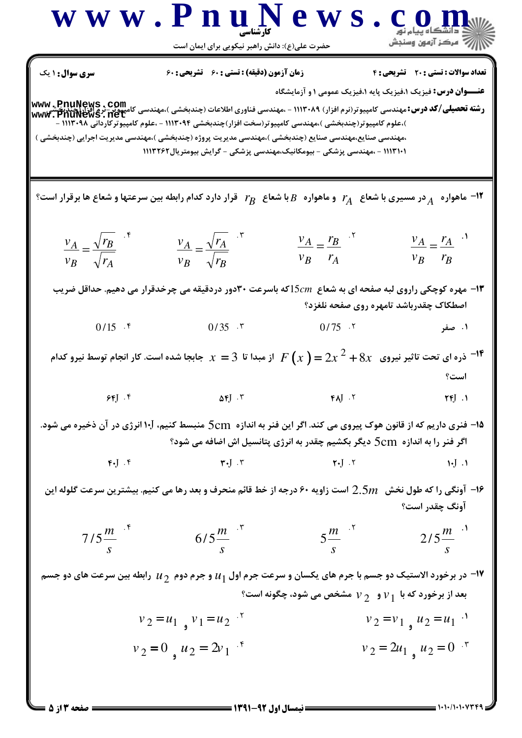**سری سوال:** ۱ یک

**زمان آزمون (دقیقه) :** تستی : ۶۰  تشریحی : ۶۰

**تعداد سوالات :** تستی : ۲۰  تشریحی : ۴

**عنـــوان درس:** فیزیک ۱،فیزیک پایه ۱،فیزیک عمومی ۱ و آزمایشگاه

**رشته تحصیلی/کد درس:** مهندسی کامپیوتر(نرم افزار) ۱۱۱۳۰۸۹ - ،مهندسی فناوری اطلاعات (چندبخشی )،مهندسی کامپیوتر-نرم افزار(چندبخشی )،علوم کامپیوتر(چندبخشی )،مهندسی کامپیوتر(سخت افزار)چندبخشی ۱۱۱۳۰۹۴ - ،علوم کامپیوترکاردانی ۱۱۱۳۰۹۸ - ،مهندسی صنایع،مهندسی صنایع (چندبخشی )،مهندسی مدیریت پروژه (چندبخشی )،مهندسی مدیریت اجرایی (چندبخشی ) ۱۱۱۳۱۰۱ - ،مهندسی پزشکی - بیومکانیک،مهندسی پزشکی - گرایش بیومتریال۱۱۱۳۲۶۲

---

۱۲- ماهواره $A$ در مسیری با شعاع $r_A$ و ماهواره $B$ با شعاع $r_B$ قرار دارد کدام رابطه بین سرعتها و شعاع ها برقرار است؟

۱. $\frac{v_A}{v_B} = \frac{r_A}{r_B}$

۲. $\frac{v_A}{v_B} = \frac{r_B}{r_A}$

۳. $\frac{v_A}{v_B} = \frac{\sqrt{r_A}}{\sqrt{r_B}}$

۴. $\frac{v_A}{v_B} = \frac{\sqrt{r_B}}{\sqrt{r_A}}$

۱۳- مهره کوچکی راروی لبه صفحه ای به شعاع $15cm$ که باسرعت ۳۰دور دردقیقه می چرخدقرار می دهیم. حداقل ضریب اصطکاک چقدرباشد تامهره روی صفحه نلغزد؟

۱. صفر

۲. $0/75$

۳. $0/35$

۴. $0/15$

۱۴- ذره ای تحت تاثیر نیروی $F(x) = 2x^2 + 8x$ از مبدا تا $x = 3$ جابجا شده است. کار انجام توسط نیرو کدام است؟

۱. ۲۴J

۲. ۴۸J

۳. ۵۴J

۴. ۶۴J

۱۵- فنری داریم که از قانون هوک پیروی می کند. اگر این فنر به اندازه $5cm$ منبسط کنیم، ۱۰J انرژی در آن ذخیره می شود. اگر فنر را به اندازه $5cm$ دیگر بکشیم چقدر به انرژی پتانسیل اش اضافه می شود؟

۱. ۱۰J

۲. ۲۰J

۳. ۳۰J

۴. ۴۰J

۱۶- آونگی را که طول نخش $2.5m$ است زاویه ۶۰ درجه از خط قائم منحرف و بعد رها می کنیم. بیشترین سرعت گلوله این آونگ چقدر است؟

۱. $2/5\frac{m}{s}$

۲. $5\frac{m}{s}$

۳. $6/5\frac{m}{s}$

۴. $7/5\frac{m}{s}$

۱۷- در برخورد الاستیک دو جسم با جرم های یکسان و سرعت جرم اول $u_1$ و جرم دوم $u_2$ رابطه بین سرعت های دو جسم بعد از برخورد که با $v_1$ و $v_2$ مشخص می شود، چگونه است؟

۱. $u_2 = u_1$ و $v_2 = v_1$

۲. $v_1 = u_2$ و $v_2 = u_1$

۳. $u_2 = 0$ و $v_2 = 2u_1$

۴. $u_2 = 2v_1$ و $v_2 = 0$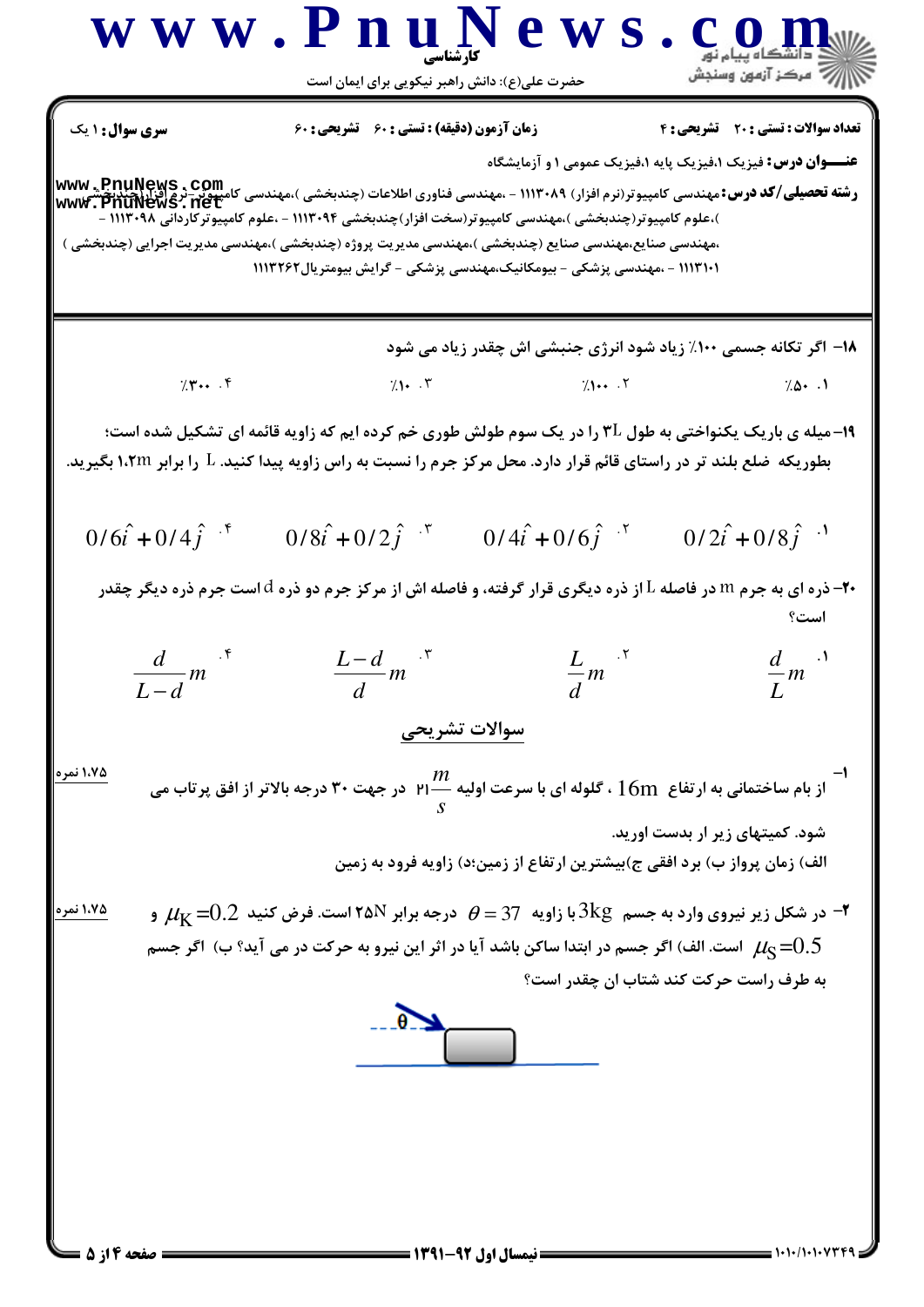**سری سوال:** ۱ یک

**زمان آزمون (دقیقه) : تستی : ۶۰ تشریحی : ۶۰**

**تعداد سوالات : تستی : ۲۰ تشریحی : ۴**

**عنـــوان درس:** فیزیک ۱،فیزیک پایه ۱،فیزیک عمومی ۱ و آزمایشگاه

**رشته تحصیلی/کد درس:** مهندسی کامپیوتر(نرم افزار) ۱۱۱۳۰۸۹ - ،مهندسی فناوری اطلاعات (چندبخشی )،مهندسی کامپیوتر-نرم افزار(چندبخشی )،علوم کامپیوتر(چندبخشی )،مهندسی کامپیوتر(سخت افزار)چندبخشی ۱۱۱۳۰۹۴ - ،علوم کامپیوترکاردانی ۱۱۱۳۰۹۸ - ،مهندسی صنایع،مهندسی صنایع (چندبخشی )،مهندسی مدیریت پروژه (چندبخشی )،مهندسی مدیریت اجرایی (چندبخشی ) ۱۱۱۳۱۰۱ - ،مهندسی پزشکی - بیومکانیک،مهندسی پزشکی - گرایش بیومتریال۱۱۱۳۲۶۲

---

**۱۸-** اگر تکانه جسمی ۱۰۰٪ زیاد شود انرژی جنبشی اش چقدر زیاد می شود

۱. ۵۰٪ ۲. ۱۰۰٪ ۳. ۱۰٪ ۴. ۳۰۰٪

**۱۹-** میله ی باریک یکنواختی به طول 3L را در یک سوم طولش طوری خم کرده ایم که زاویه قائمه ای تشکیل شده است؛ بطوریکه ضلع بلند تر در راستای قائم قرار دارد. محل مرکز جرم را نسبت به راس زاویه پیدا کنید. L را برابر ۱،۲m بگیرید.

۱. $0/2\hat{i}+0/8\hat{j}$ ۲. $0/4\hat{i}+0/6\hat{j}$ ۳. $0/8\hat{i}+0/2\hat{j}$ ۴. $0/6\hat{i}+0/4\hat{j}$

**۲۰-** ذره ای به جرم m در فاصله L از ذره دیگری قرار گرفته، و فاصله اش از مرکز جرم دو ذره d است جرم ذره دیگر چقدر است؟

۱. $\frac{d}{L}m$ ۲. $\frac{L}{d}m$ ۳. $\frac{L-d}{d}m$ ۴. $\frac{d}{L-d}m$

## سوالات تشریحی

**۱-** از بام ساختمانی به ارتفاع $16m$ ، گلوله ای با سرعت اولیه $21\frac{m}{s}$ در جهت ۳۰ درجه بالاتر از افق پرتاب می شود. کمیتهای زیر ار بدست اورید. (۱،۷۵ نمره)

الف) زمان پرواز ب) برد افقی ج)بیشترین ارتفاع از زمین؛د) زاویه فرود به زمین

**۲-** در شکل زیر نیروی وارد به جسم $3kg$ با زاویه $\theta = 37$ درجه برابر ۲۵N است. فرض کنید $\mu_K = 0.2$ و $\mu_S = 0.5$ است. الف) اگر جسم در ابتدا ساکن باشد آیا در اثر این نیرو به حرکت در می آید؟ ب) اگر جسم به طرف راست حرکت کند شتاب ان چقدر است؟ (۱،۷۵ نمره)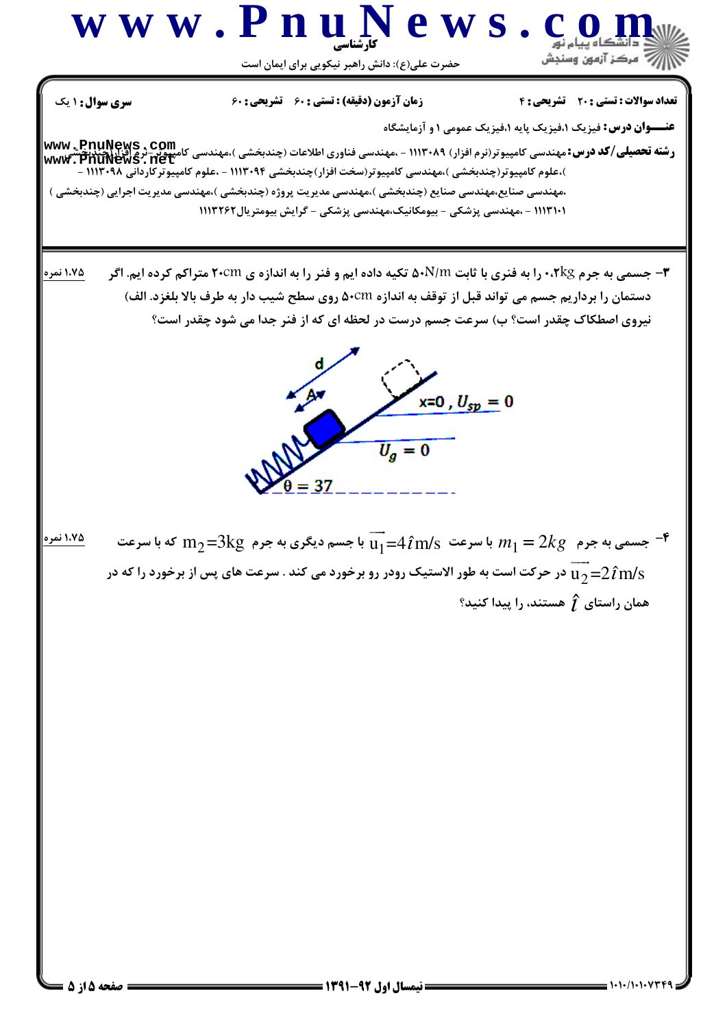**تعداد سوالات : تستی : ۲۰ تشریحی : ۴** | **زمان آزمون (دقیقه) : تستی : ۶۰ تشریحی : ۶۰** | **سری سوال : ۱ یک**

**عنـــوان درس:** فیزیک ۱،فیزیک پایه ۱،فیزیک عمومی ۱ و آزمایشگاه

**رشته تحصیلی/کد درس:** مهندسی کامپیوتر(نرم افزار) ۱۱۱۳۰۸۹ - ،مهندسی فناوری اطلاعات (چندبخشی )،مهندسی کامپیوتر-نرم افزار(چندبخشی )،علوم کامپیوتر(چندبخشی )،مهندسی کامپیوتر(سخت افزار)چندبخشی ۱۱۱۳۰۹۴ - ،علوم کامپیوترکاردانی ۱۱۱۳۰۹۸ - ،مهندسی صنایع،مهندسی صنایع (چندبخشی )،مهندسی مدیریت پروژه (چندبخشی )،مهندسی مدیریت اجرایی (چندبخشی ) ۱۱۱۳۱۰۱ - ،مهندسی پزشکی - بیومکانیک،مهندسی پزشکی - گرایش بیومتریال۱۱۱۳۲۶۲

۳- جسمی به جرم ۰.۲kg را به فنری با ثابت ۵۰N/m تکیه داده ایم و فنر را به اندازه ی ۲۰cm متراکم کرده ایم. اگر دستمان را برداریم جسم می تواند قبل از توقف به اندازه ۵۰cm روی سطح شیب دار به طرف بالا بلغزد. الف) نیروی اصطکاک چقدر است؟ ب) سرعت جسم درست در لحظه ای که از فنر جدا می شود چقدر است؟ ۱،۷۵ نمره

d

A

$x=0\ ,\ U_{sp}=0$

$U_g=0$

$\theta=37$

۴- جسمی به جرم $m_1=2kg$ با سرعت $\vec{u_1}=4\hat{\imath}\,m/s$ با جسم دیگری به جرم $m_2=3kg$ که با سرعت $\vec{u_2}=2\hat{\imath}\,m/s$ در حرکت است به طور الاستیک رودر رو برخورد می کند . سرعت های پس از برخورد را که در همان راستای $\hat{\imath}$ هستند، را پیدا کنید؟ ۱،۷۵ نمره